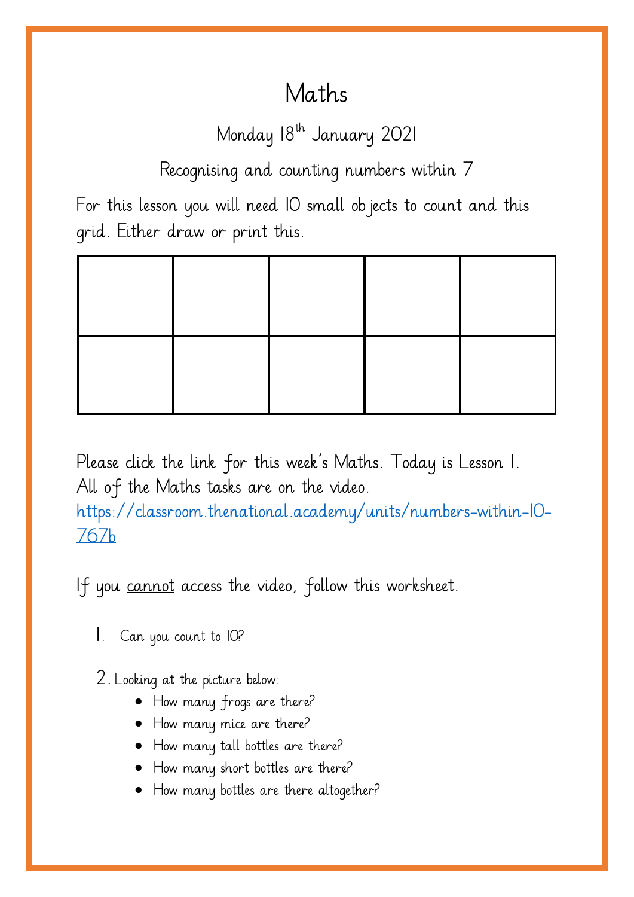# Maths

Monday 18th January 2021

Recognising and counting numbers within 7

For this lesson you will need 10 small objects to count and this grid. Either draw or print this.

| | | | | |
|---|---|---|---|---|
| | | | | |

Please click the link for this week's Maths. Today is Lesson 1. All of the Maths tasks are on the video.
https://classroom.thenational.academy/units/numbers-within-10-767b

If you cannot access the video, follow this worksheet.

1. Can you count to 10?

2. Looking at the picture below:
   - How many frogs are there?
   - How many mice are there?
   - How many tall bottles are there?
   - How many short bottles are there?
   - How many bottles are there altogether?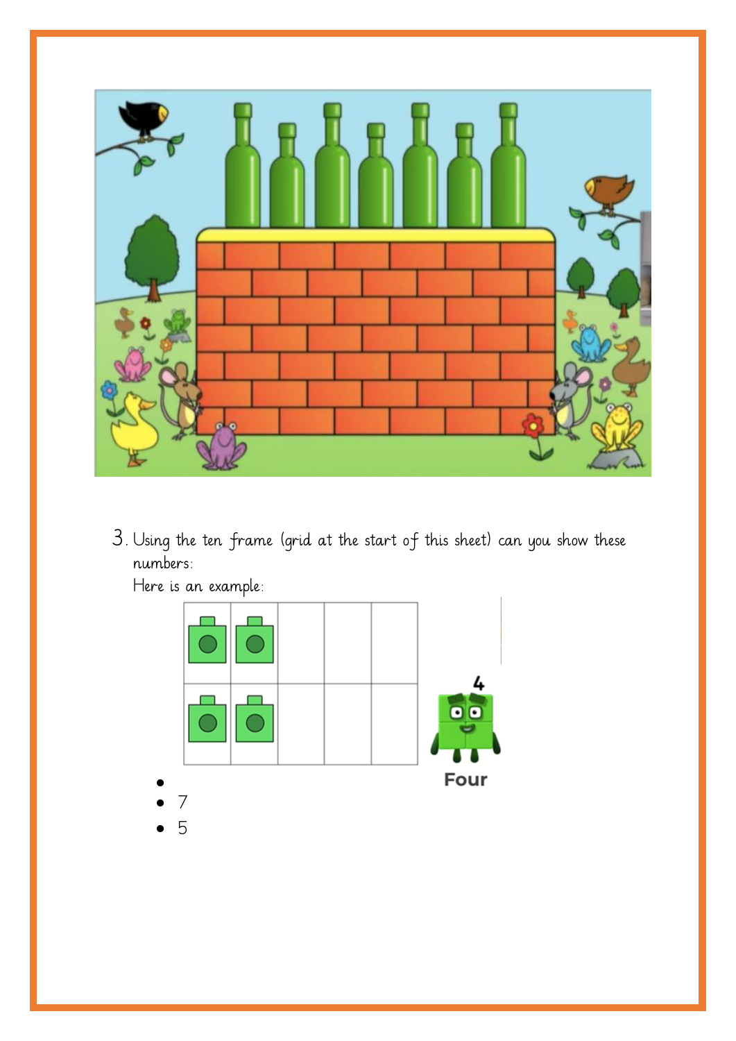3. Using the ten frame (grid at the start of this sheet) can you show these numbers:

   Here is an example:

   Four

   -
   - 7
   - 5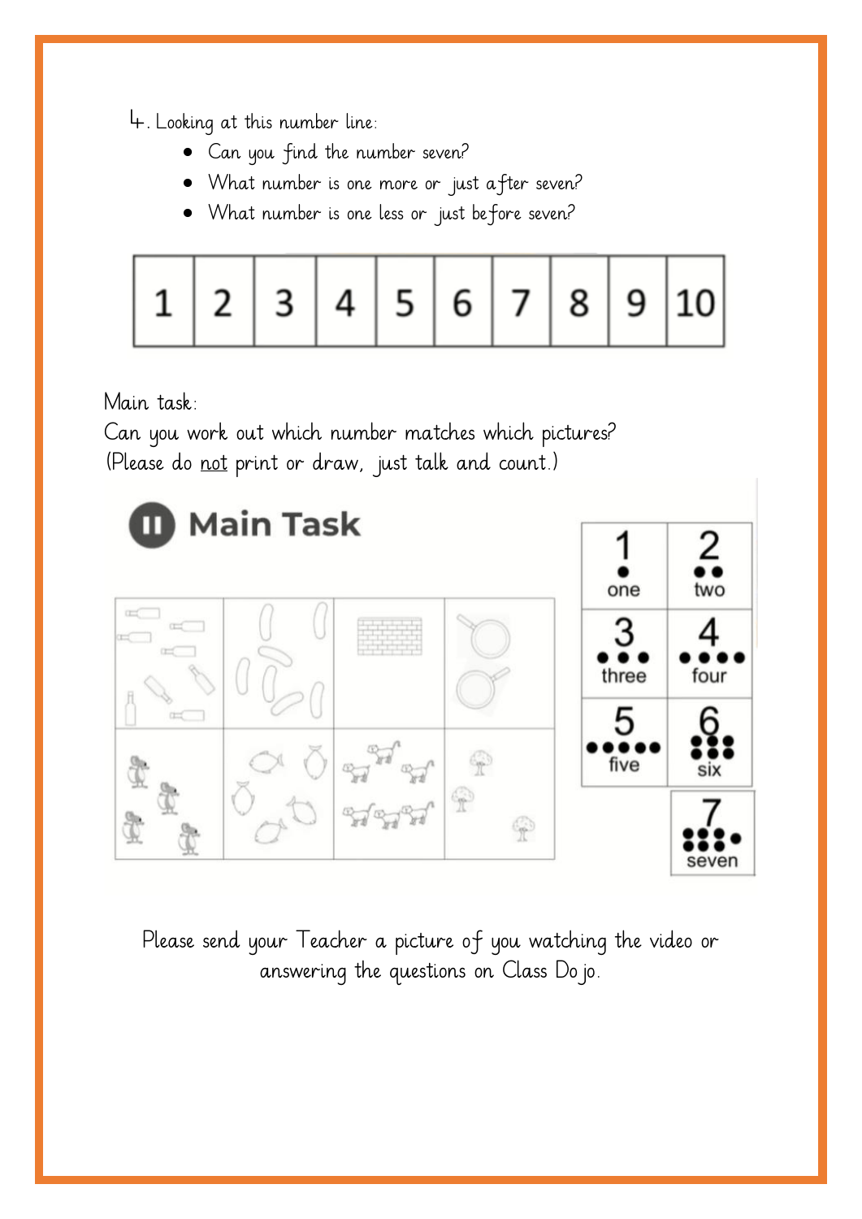4. Looking at this number line:

- Can you find the number seven?
- What number is one more or just after seven?
- What number is one less or just before seven?

| 1 | 2 | 3 | 4 | 5 | 6 | 7 | 8 | 9 | 10 |
|---|---|---|---|---|---|---|---|---|---|

Main task:
Can you work out which number matches which pictures?
(Please do <u>not</u> print or draw, just talk and count.)

## Main Task

| | |
|---|---|
| 1 one | 2 two |
| 3 three | 4 four |
| 5 five | 6 six |
| | 7 seven |

Please send your Teacher a picture of you watching the video or answering the questions on Class Dojo.